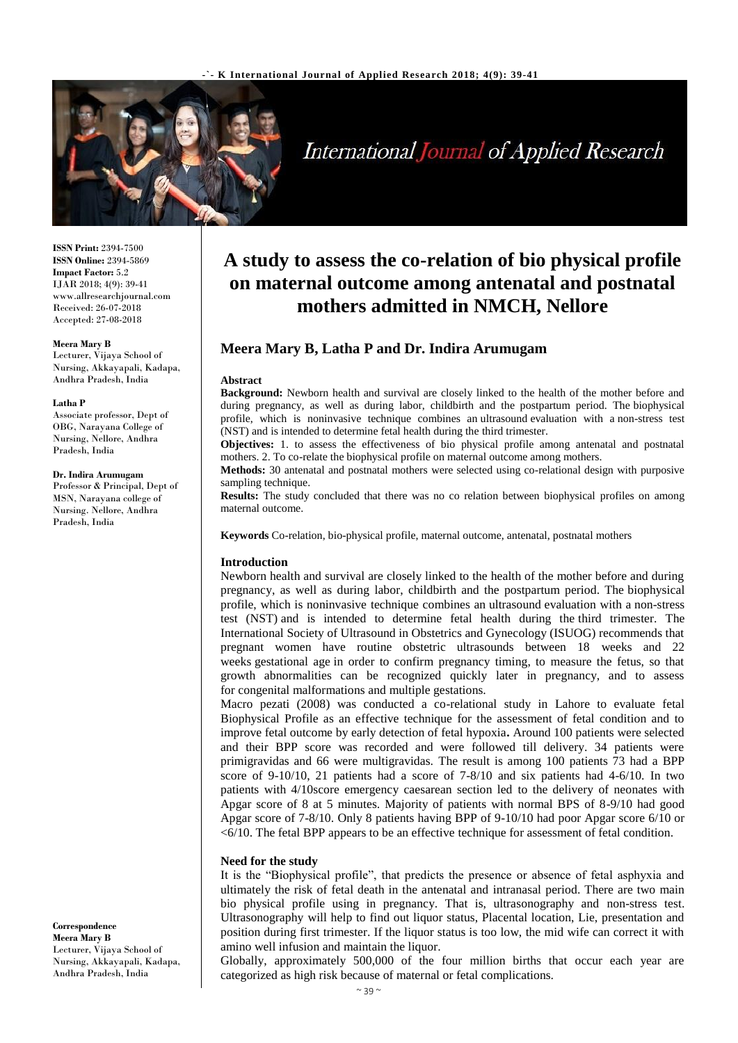# A study to assess the co-relation of bio physical profile on maternal outcome among antenatal and postnatal mothers admitted in NMCH, Nellore

## Meera Mary B, Latha P and Dr. Indira Arumugam

ISSN Print: 2394-7500
ISSN Online: 2394-5869
Impact Factor: 5.2
IJAR 2018; 4(9): 39-41
www.allresearchjournal.com
Received: 26-07-2018
Accepted: 27-08-2018

**Meera Mary B**
Lecturer, Vijaya School of Nursing, Akkayapali, Kadapa, Andhra Pradesh, India

**Latha P**
Associate professor, Dept of OBG, Narayana College of Nursing, Nellore, Andhra Pradesh, India

**Dr. Indira Arumugam**
Professor & Principal, Dept of MSN, Narayana college of Nursing. Nellore, Andhra Pradesh, India

**Correspondence**
**Meera Mary B**
Lecturer, Vijaya School of Nursing, Akkayapali, Kadapa, Andhra Pradesh, India

### Abstract

**Background:** Newborn health and survival are closely linked to the health of the mother before and during pregnancy, as well as during labor, childbirth and the postpartum period. The biophysical profile, which is noninvasive technique combines an ultrasound evaluation with a non-stress test (NST) and is intended to determine fetal health during the third trimester.

**Objectives:** 1. to assess the effectiveness of bio physical profile among antenatal and postnatal mothers. 2. To co-relate the biophysical profile on maternal outcome among mothers.

**Methods:** 30 antenatal and postnatal mothers were selected using co-relational design with purposive sampling technique.

**Results:** The study concluded that there was no co relation between biophysical profiles on among maternal outcome.

**Keywords** Co-relation, bio-physical profile, maternal outcome, antenatal, postnatal mothers

### Introduction

Newborn health and survival are closely linked to the health of the mother before and during pregnancy, as well as during labor, childbirth and the postpartum period. The biophysical profile, which is noninvasive technique combines an ultrasound evaluation with a non-stress test (NST) and is intended to determine fetal health during the third trimester. The International Society of Ultrasound in Obstetrics and Gynecology (ISUOG) recommends that pregnant women have routine obstetric ultrasounds between 18 weeks and 22 weeks gestational age in order to confirm pregnancy timing, to measure the fetus, so that growth abnormalities can be recognized quickly later in pregnancy, and to assess for congenital malformations and multiple gestations.

Macro pezati (2008) was conducted a co-relational study in Lahore to evaluate fetal Biophysical Profile as an effective technique for the assessment of fetal condition and to improve fetal outcome by early detection of fetal hypoxia**.** Around 100 patients were selected and their BPP score was recorded and were followed till delivery. 34 patients were primigravidas and 66 were multigravidas. The result is among 100 patients 73 had a BPP score of 9-10/10, 21 patients had a score of 7-8/10 and six patients had 4-6/10. In two patients with 4/10score emergency caesarean section led to the delivery of neonates with Apgar score of 8 at 5 minutes. Majority of patients with normal BPS of 8-9/10 had good Apgar score of 7-8/10. Only 8 patients having BPP of 9-10/10 had poor Apgar score 6/10 or <6/10. The fetal BPP appears to be an effective technique for assessment of fetal condition.

### Need for the study

It is the "Biophysical profile", that predicts the presence or absence of fetal asphyxia and ultimately the risk of fetal death in the antenatal and intranasal period. There are two main bio physical profile using in pregnancy. That is, ultrasonography and non-stress test. Ultrasonography will help to find out liquor status, Placental location, Lie, presentation and position during first trimester. If the liquor status is too low, the mid wife can correct it with amino well infusion and maintain the liquor.

Globally, approximately 500,000 of the four million births that occur each year are categorized as high risk because of maternal or fetal complications.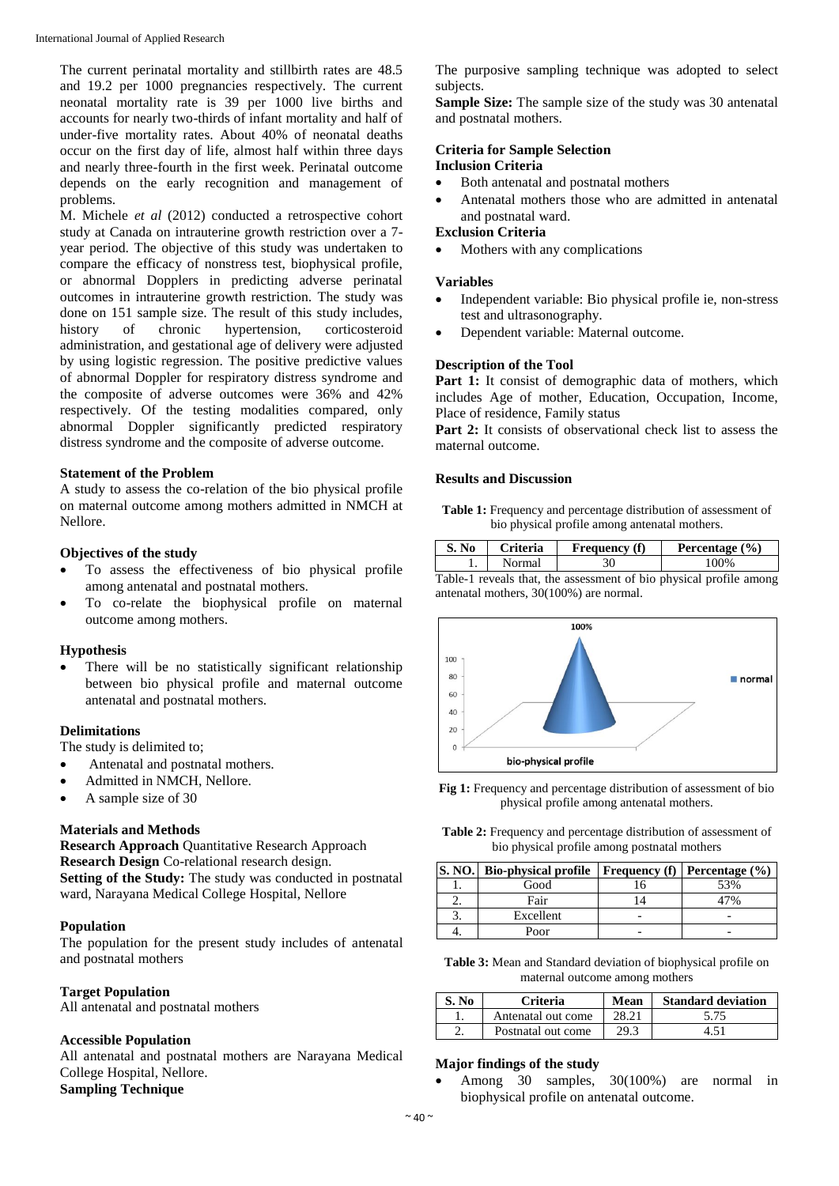The current perinatal mortality and stillbirth rates are 48.5 and 19.2 per 1000 pregnancies respectively. The current neonatal mortality rate is 39 per 1000 live births and accounts for nearly two-thirds of infant mortality and half of under-five mortality rates. About 40% of neonatal deaths occur on the first day of life, almost half within three days and nearly three-fourth in the first week. Perinatal outcome depends on the early recognition and management of problems.

M. Michele *et al* (2012) conducted a retrospective cohort study at Canada on intrauterine growth restriction over a 7-year period. The objective of this study was undertaken to compare the efficacy of nonstress test, biophysical profile, or abnormal Dopplers in predicting adverse perinatal outcomes in intrauterine growth restriction. The study was done on 151 sample size. The result of this study includes, history of chronic hypertension, corticosteroid administration, and gestational age of delivery were adjusted by using logistic regression. The positive predictive values of abnormal Doppler for respiratory distress syndrome and the composite of adverse outcomes were 36% and 42% respectively. Of the testing modalities compared, only abnormal Doppler significantly predicted respiratory distress syndrome and the composite of adverse outcome.

### Statement of the Problem

A study to assess the co-relation of the bio physical profile on maternal outcome among mothers admitted in NMCH at Nellore.

### Objectives of the study

- To assess the effectiveness of bio physical profile among antenatal and postnatal mothers.
- To co-relate the biophysical profile on maternal outcome among mothers.

### Hypothesis

- There will be no statistically significant relationship between bio physical profile and maternal outcome antenatal and postnatal mothers.

### Delimitations

The study is delimited to;

- Antenatal and postnatal mothers.
- Admitted in NMCH, Nellore.
- A sample size of 30

### Materials and Methods

**Research Approach** Quantitative Research Approach
**Research Design** Co-relational research design.
**Setting of the Study:** The study was conducted in postnatal ward, Narayana Medical College Hospital, Nellore

### Population

The population for the present study includes of antenatal and postnatal mothers

### Target Population

All antenatal and postnatal mothers

### Accessible Population

All antenatal and postnatal mothers are Narayana Medical College Hospital, Nellore.

**Sampling Technique**

The purposive sampling technique was adopted to select subjects.

**Sample Size:** The sample size of the study was 30 antenatal and postnatal mothers.

### Criteria for Sample Selection

**Inclusion Criteria**

- Both antenatal and postnatal mothers
- Antenatal mothers those who are admitted in antenatal and postnatal ward.

**Exclusion Criteria**

- Mothers with any complications

### Variables

- Independent variable: Bio physical profile ie, non-stress test and ultrasonography.
- Dependent variable: Maternal outcome.

### Description of the Tool

**Part 1:** It consist of demographic data of mothers, which includes Age of mother, Education, Occupation, Income, Place of residence, Family status

**Part 2:** It consists of observational check list to assess the maternal outcome.

### Results and Discussion

**Table 1:** Frequency and percentage distribution of assessment of bio physical profile among antenatal mothers.

| S. No | Criteria | Frequency (f) | Percentage (%) |
|---|---|---|---|
| 1. | Normal | 30 | 100% |

Table-1 reveals that, the assessment of bio physical profile among antenatal mothers, 30(100%) are normal.

**Fig 1:** Frequency and percentage distribution of assessment of bio physical profile among antenatal mothers.

**Table 2:** Frequency and percentage distribution of assessment of bio physical profile among postnatal mothers

| S. NO. | Bio-physical profile | Frequency (f) | Percentage (%) |
|---|---|---|---|
| 1. | Good | 16 | 53% |
| 2. | Fair | 14 | 47% |
| 3. | Excellent | - | - |
| 4. | Poor | - | - |

**Table 3:** Mean and Standard deviation of biophysical profile on maternal outcome among mothers

| S. No | Criteria | Mean | Standard deviation |
|---|---|---|---|
| 1. | Antenatal out come | 28.21 | 5.75 |
| 2. | Postnatal out come | 29.3 | 4.51 |

### Major findings of the study

- Among 30 samples, 30(100%) are normal in biophysical profile on antenatal outcome.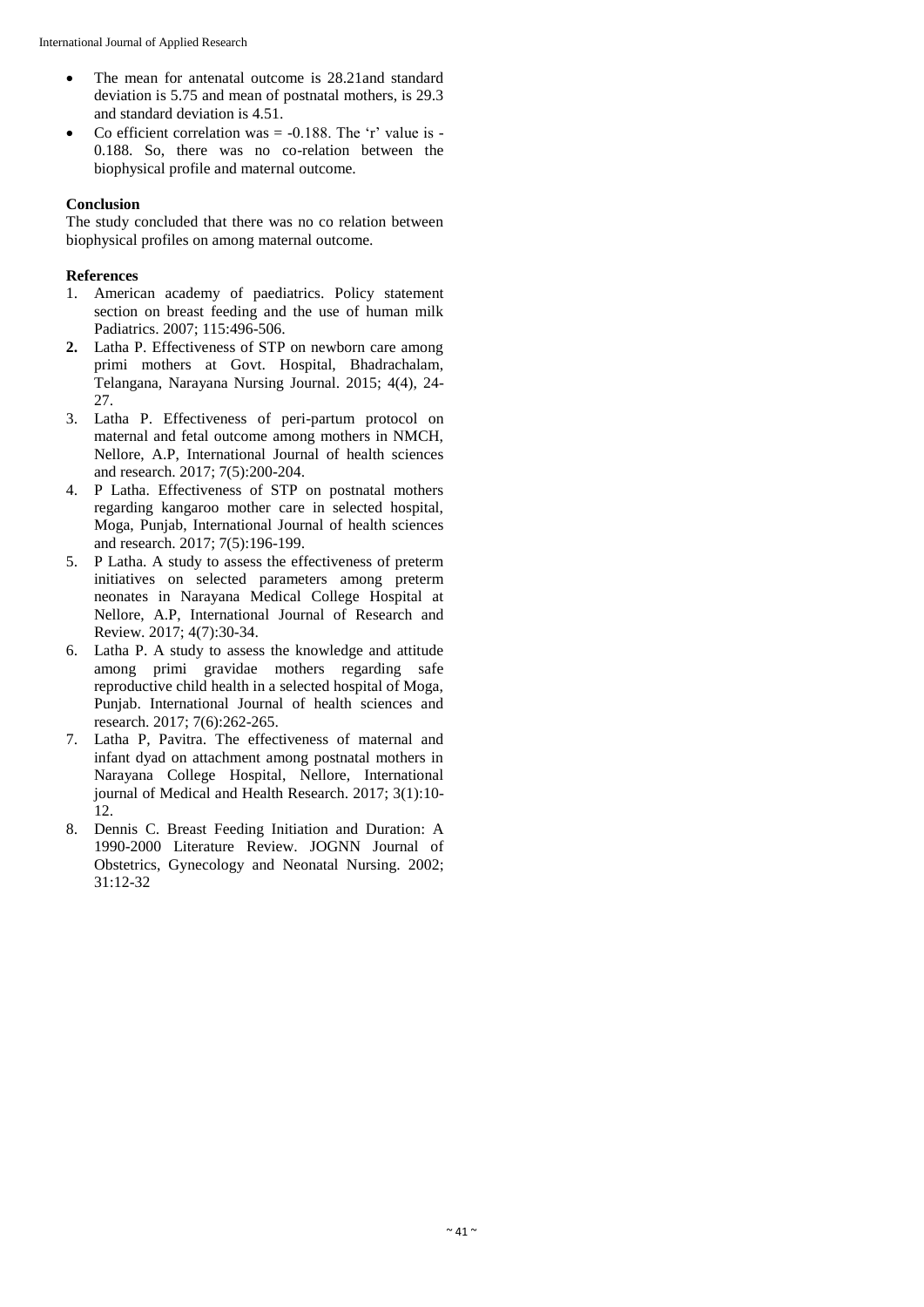- The mean for antenatal outcome is 28.21and standard deviation is 5.75 and mean of postnatal mothers, is 29.3 and standard deviation is 4.51.
- Co efficient correlation was = -0.188. The 'r' value is -0.188. So, there was no co-relation between the biophysical profile and maternal outcome.

**Conclusion**

The study concluded that there was no co relation between biophysical profiles on among maternal outcome.

**References**

1. American academy of paediatrics. Policy statement section on breast feeding and the use of human milk Padiatrics. 2007; 115:496-506.
2. Latha P. Effectiveness of STP on newborn care among primi mothers at Govt. Hospital, Bhadrachalam, Telangana, Narayana Nursing Journal. 2015; 4(4), 24-27.
3. Latha P. Effectiveness of peri-partum protocol on maternal and fetal outcome among mothers in NMCH, Nellore, A.P, International Journal of health sciences and research. 2017; 7(5):200-204.
4. P Latha. Effectiveness of STP on postnatal mothers regarding kangaroo mother care in selected hospital, Moga, Punjab, International Journal of health sciences and research. 2017; 7(5):196-199.
5. P Latha. A study to assess the effectiveness of preterm initiatives on selected parameters among preterm neonates in Narayana Medical College Hospital at Nellore, A.P, International Journal of Research and Review. 2017; 4(7):30-34.
6. Latha P. A study to assess the knowledge and attitude among primi gravidae mothers regarding safe reproductive child health in a selected hospital of Moga, Punjab. International Journal of health sciences and research. 2017; 7(6):262-265.
7. Latha P, Pavitra. The effectiveness of maternal and infant dyad on attachment among postnatal mothers in Narayana College Hospital, Nellore, International journal of Medical and Health Research. 2017; 3(1):10-12.
8. Dennis C. Breast Feeding Initiation and Duration: A 1990-2000 Literature Review. JOGNN Journal of Obstetrics, Gynecology and Neonatal Nursing. 2002; 31:12-32